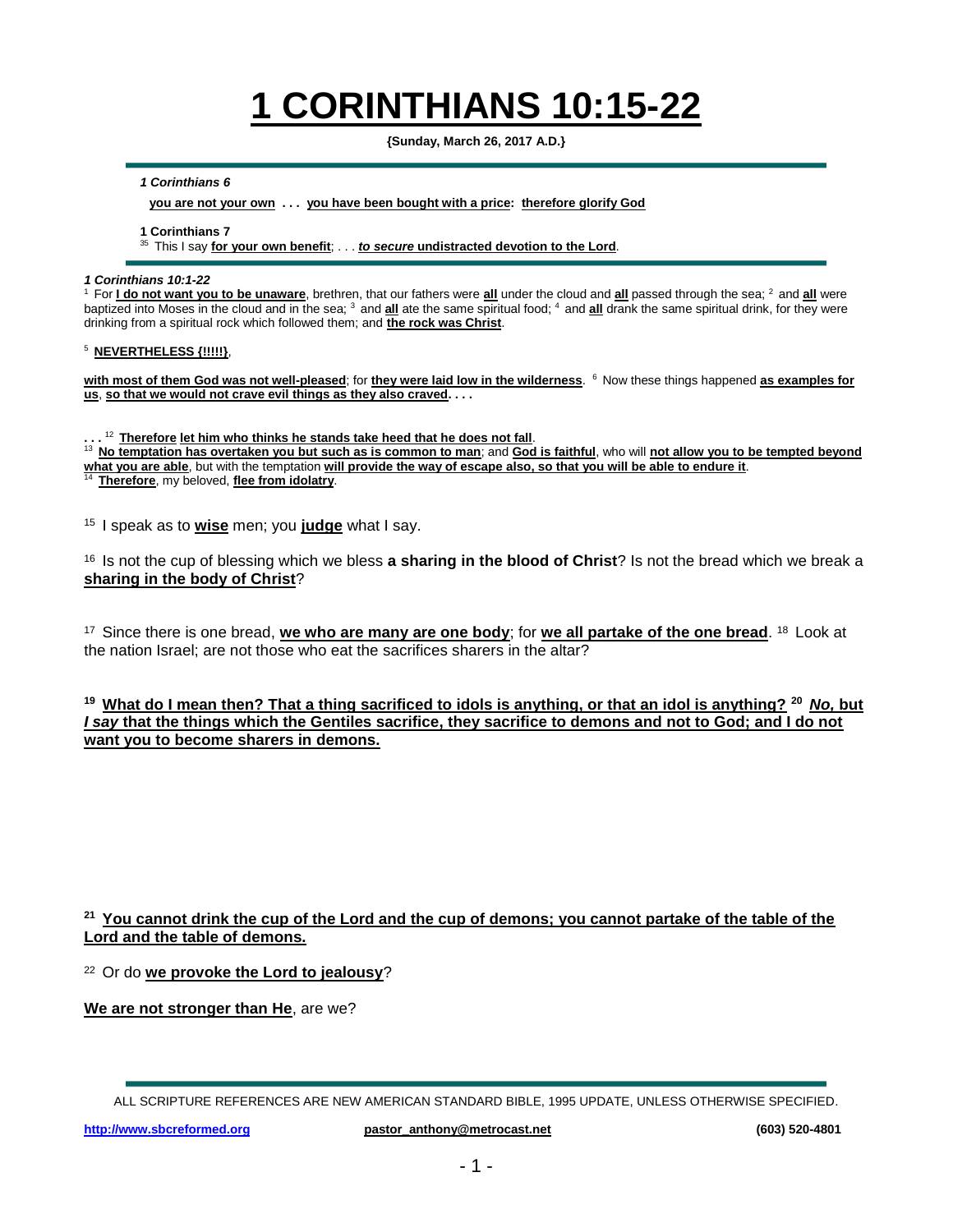# 1 CORINTHIANS 10:15-22

**{Sunday, March 26, 2017 A.D.}**

---

***1 Corinthians 6***

**you are not your own . . . you have been bought with a price: therefore glorify God**

**1 Corinthians 7**

[35] This I say **for your own benefit**; . . . ***to secure* undistracted devotion to the Lord**.

---

***1 Corinthians 10:1-22***

[1] For **I do not want you to be unaware**, brethren, that our fathers were **all** under the cloud and **all** passed through the sea; [2] and **all** were baptized into Moses in the cloud and in the sea; [3] and **all** ate the same spiritual food; [4] and **all** drank the same spiritual drink, for they were drinking from a spiritual rock which followed them; and **the rock was Christ**.

[5] **NEVERTHELESS {!!!!!}**,

**with most of them God was not well-pleased**; for **they were laid low in the wilderness**. [6] Now these things happened **as examples for us**, **so that we would not crave evil things as they also craved. . . .**

**. . .** [12] **Therefore let him who thinks he stands take heed that he does not fall**.
[13] **No temptation has overtaken you but such as is common to man**; and **God is faithful**, who will **not allow you to be tempted beyond what you are able**, but with the temptation **will provide the way of escape also, so that you will be able to endure it**.
[14] **Therefore**, my beloved, **flee from idolatry**.

[15] I speak as to **wise** men; you **judge** what I say.

[16] Is not the cup of blessing which we bless **a sharing in the blood of Christ**? Is not the bread which we break a **sharing in the body of Christ**?

[17] Since there is one bread, **we who are many are one body**; for **we all partake of the one bread**. [18] Look at the nation Israel; are not those who eat the sacrifices sharers in the altar?

**[19] What do I mean then? That a thing sacrificed to idols is anything, or that an idol is anything? [20] *No,* but *I say* that the things which the Gentiles sacrifice, they sacrifice to demons and not to God; and I do not want you to become sharers in demons.**

**[21] You cannot drink the cup of the Lord and the cup of demons; you cannot partake of the table of the Lord and the table of demons.**

[22] Or do **we provoke the Lord to jealousy**?

**We are not stronger than He**, are we?

---

ALL SCRIPTURE REFERENCES ARE NEW AMERICAN STANDARD BIBLE, 1995 UPDATE, UNLESS OTHERWISE SPECIFIED.

http://www.sbcreformed.org | pastor_anthony@metrocast.net | (603) 520-4801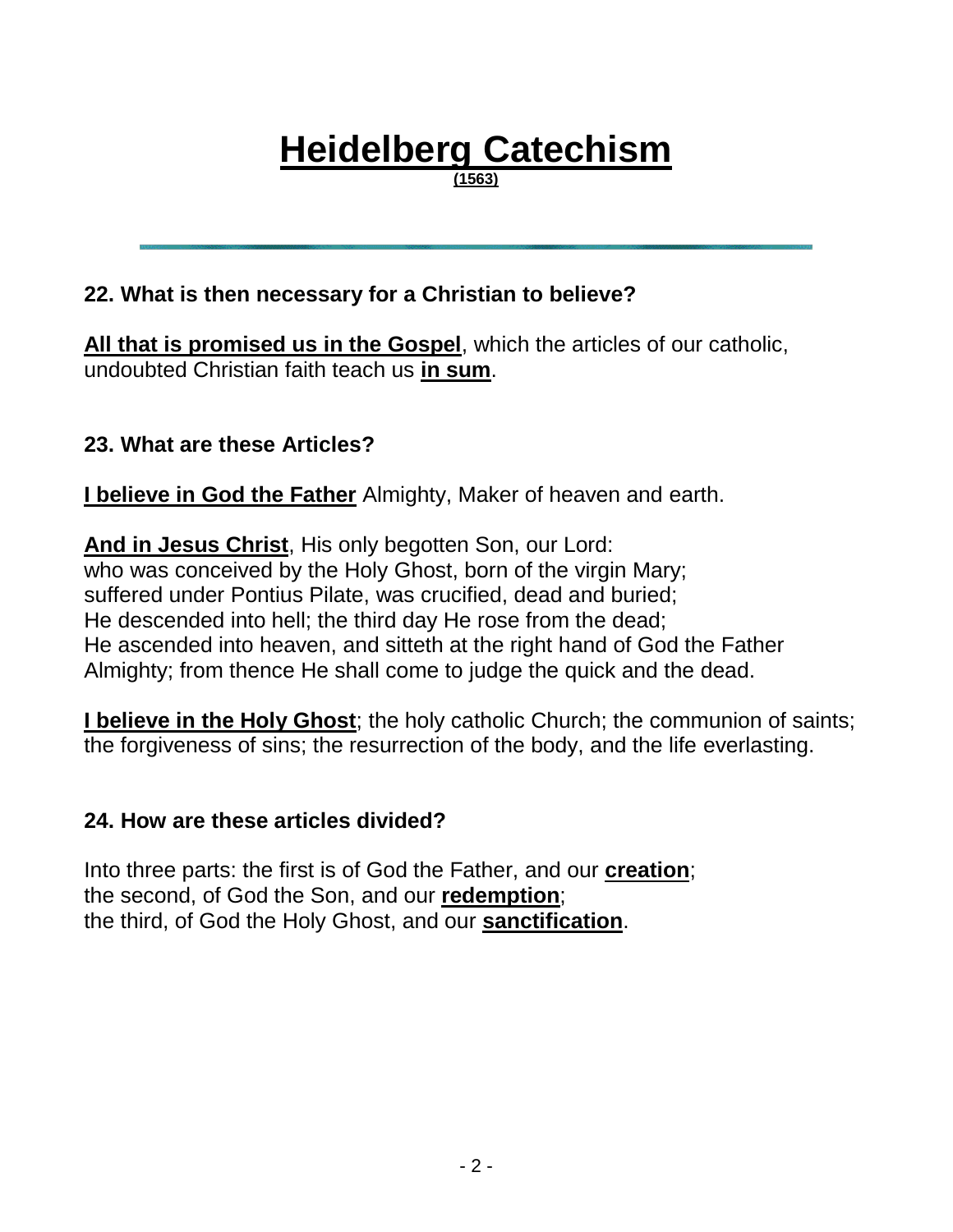# Heidelberg Catechism

**(1563)**

---

### 22. What is then necessary for a Christian to believe?

**All that is promised us in the Gospel**, which the articles of our catholic, undoubted Christian faith teach us **in sum**.

### 23. What are these Articles?

**I believe in God the Father** Almighty, Maker of heaven and earth.

**And in Jesus Christ**, His only begotten Son, our Lord:
who was conceived by the Holy Ghost, born of the virgin Mary;
suffered under Pontius Pilate, was crucified, dead and buried;
He descended into hell; the third day He rose from the dead;
He ascended into heaven, and sitteth at the right hand of God the Father Almighty; from thence He shall come to judge the quick and the dead.

**I believe in the Holy Ghost**; the holy catholic Church; the communion of saints; the forgiveness of sins; the resurrection of the body, and the life everlasting.

### 24. How are these articles divided?

Into three parts: the first is of God the Father, and our **creation**;
the second, of God the Son, and our **redemption**;
the third, of God the Holy Ghost, and our **sanctification**.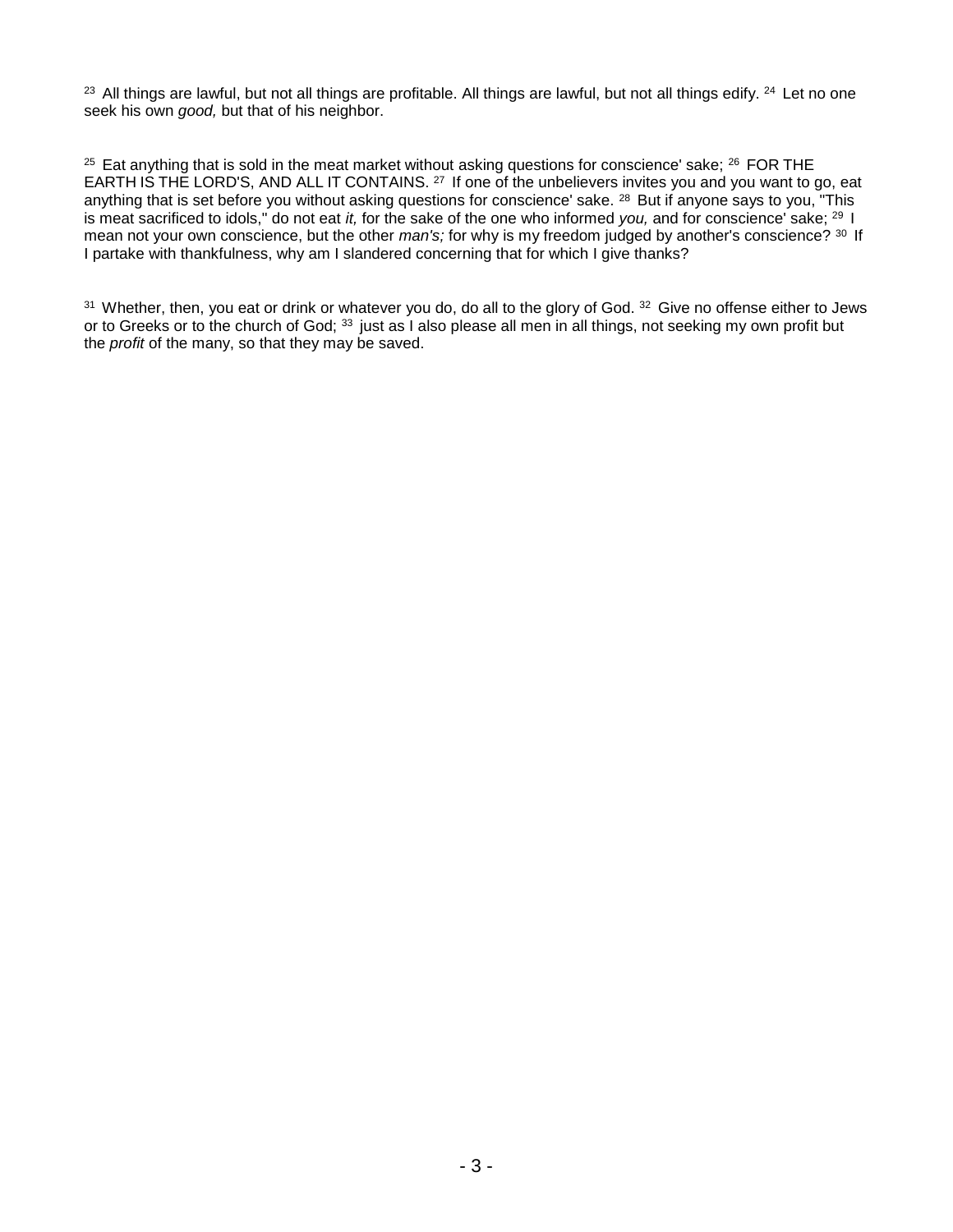[23] All things are lawful, but not all things are profitable. All things are lawful, but not all things edify. [24] Let no one seek his own *good,* but that of his neighbor.

[25] Eat anything that is sold in the meat market without asking questions for conscience' sake; [26] FOR THE EARTH IS THE LORD'S, AND ALL IT CONTAINS. [27] If one of the unbelievers invites you and you want to go, eat anything that is set before you without asking questions for conscience' sake. [28] But if anyone says to you, "This is meat sacrificed to idols," do not eat *it,* for the sake of the one who informed *you,* and for conscience' sake; [29] I mean not your own conscience, but the other *man's;* for why is my freedom judged by another's conscience? [30] If I partake with thankfulness, why am I slandered concerning that for which I give thanks?

[31] Whether, then, you eat or drink or whatever you do, do all to the glory of God. [32] Give no offense either to Jews or to Greeks or to the church of God; [33] just as I also please all men in all things, not seeking my own profit but the *profit* of the many, so that they may be saved.